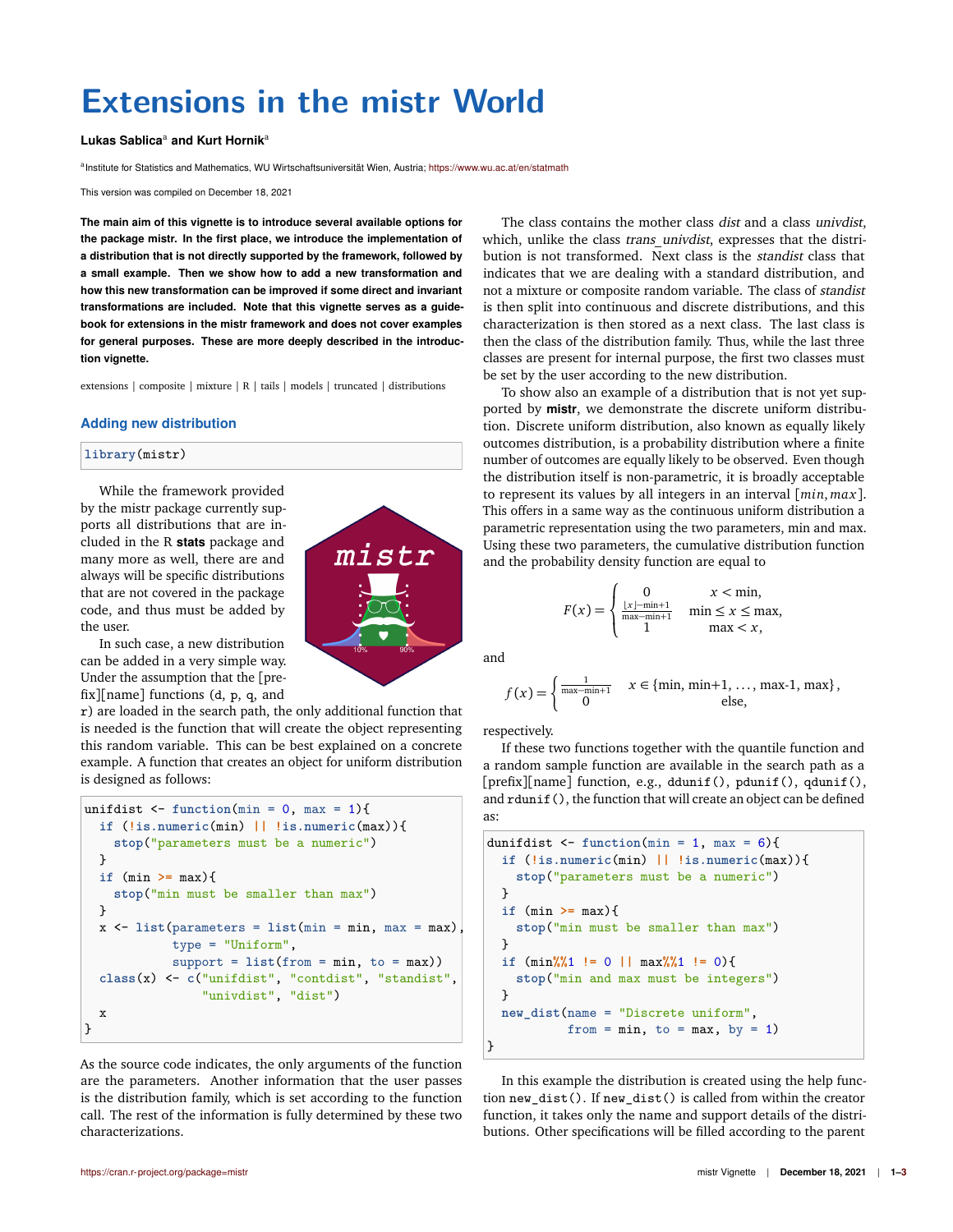# Extensions in the mistr World

**Lukas Sablica**[a] **and Kurt Hornik**[a]

[a] Institute for Statistics and Mathematics, WU Wirtschaftsuniversität Wien, Austria; https://www.wu.ac.at/en/statmath

This version was compiled on December 18, 2021

**The main aim of this vignette is to introduce several available options for the package mistr. In the first place, we introduce the implementation of a distribution that is not directly supported by the framework, followed by a small example. Then we show how to add a new transformation and how this new transformation can be improved if some direct and invariant transformations are included. Note that this vignette serves as a guidebook for extensions in the mistr framework and does not cover examples for general purposes. These are more deeply described in the introduction vignette.**

extensions | composite | mixture | R | tails | models | truncated | distributions

## Adding new distribution

```
library(mistr)
```

While the framework provided by the mistr package currently supports all distributions that are included in the R **stats** package and many more as well, there are and always will be specific distributions that are not covered in the package code, and thus must be added by the user.

In such case, a new distribution can be added in a very simple way. Under the assumption that the [prefix][name] functions (`d`, `p`, `q`, and `r`) are loaded in the search path, the only additional function that is needed is the function that will create the object representing this random variable. This can be best explained on a concrete example. A function that creates an object for uniform distribution is designed as follows:

```
unifdist <- function(min = 0, max = 1){
  if (!is.numeric(min) || !is.numeric(max)){
    stop("parameters must be a numeric")
  }
  if (min >= max){
    stop("min must be smaller than max")
  }
  x <- list(parameters = list(min = min, max = max),
            type = "Uniform",
            support = list(from = min, to = max))
  class(x) <- c("unifdist", "contdist", "standist",
                "univdist", "dist")
  x
}
```

As the source code indicates, the only arguments of the function are the parameters. Another information that the user passes is the distribution family, which is set according to the function call. The rest of the information is fully determined by these two characterizations.

The class contains the mother class *dist* and a class *univdist*, which, unlike the class *trans_univdist*, expresses that the distribution is not transformed. Next class is the *standist* class that indicates that we are dealing with a standard distribution, and not a mixture or composite random variable. The class of *standist* is then split into continuous and discrete distributions, and this characterization is then stored as a next class. The last class is then the class of the distribution family. Thus, while the last three classes are present for internal purpose, the first two classes must be set by the user according to the new distribution.

To show also an example of a distribution that is not yet supported by **mistr**, we demonstrate the discrete uniform distribution. Discrete uniform distribution, also known as equally likely outcomes distribution, is a probability distribution where a finite number of outcomes are equally likely to be observed. Even though the distribution itself is non-parametric, it is broadly acceptable to represent its values by all integers in an interval $[min, max]$. This offers in a same way as the continuous uniform distribution a parametric representation using the two parameters, min and max. Using these two parameters, the cumulative distribution function and the probability density function are equal to

$$F(x) = \begin{cases} 0 & x < \text{min}, \\ \frac{\lfloor x \rfloor - \text{min}+1}{\text{max}-\text{min}+1} & \text{min} \le x \le \text{max}, \\ 1 & \text{max} < x, \end{cases}$$

and

$$f(x) = \begin{cases} \frac{1}{\text{max}-\text{min}+1} & x \in \{\text{min}, \text{min+1}, \dots, \text{max-1}, \text{max}\}, \\ 0 & \text{else}, \end{cases}$$

respectively.

If these two functions together with the quantile function and a random sample function are available in the search path as a [prefix][name] function, e.g., `ddunif()`, `pdunif()`, `qdunif()`, and `rdunif()`, the function that will create an object can be defined as:

```
dunifdist <- function(min = 1, max = 6){
  if (!is.numeric(min) || !is.numeric(max)){
    stop("parameters must be a numeric")
  }
  if (min >= max){
    stop("min must be smaller than max")
  }
  if (min%%1 != 0 || max%%1 != 0){
    stop("min and max must be integers")
  }
  new_dist(name = "Discrete uniform",
           from = min, to = max, by = 1)
}
```

In this example the distribution is created using the help function `new_dist()`. If `new_dist()` is called from within the creator function, it takes only the name and support details of the distributions. Other specifications will be filled according to the parent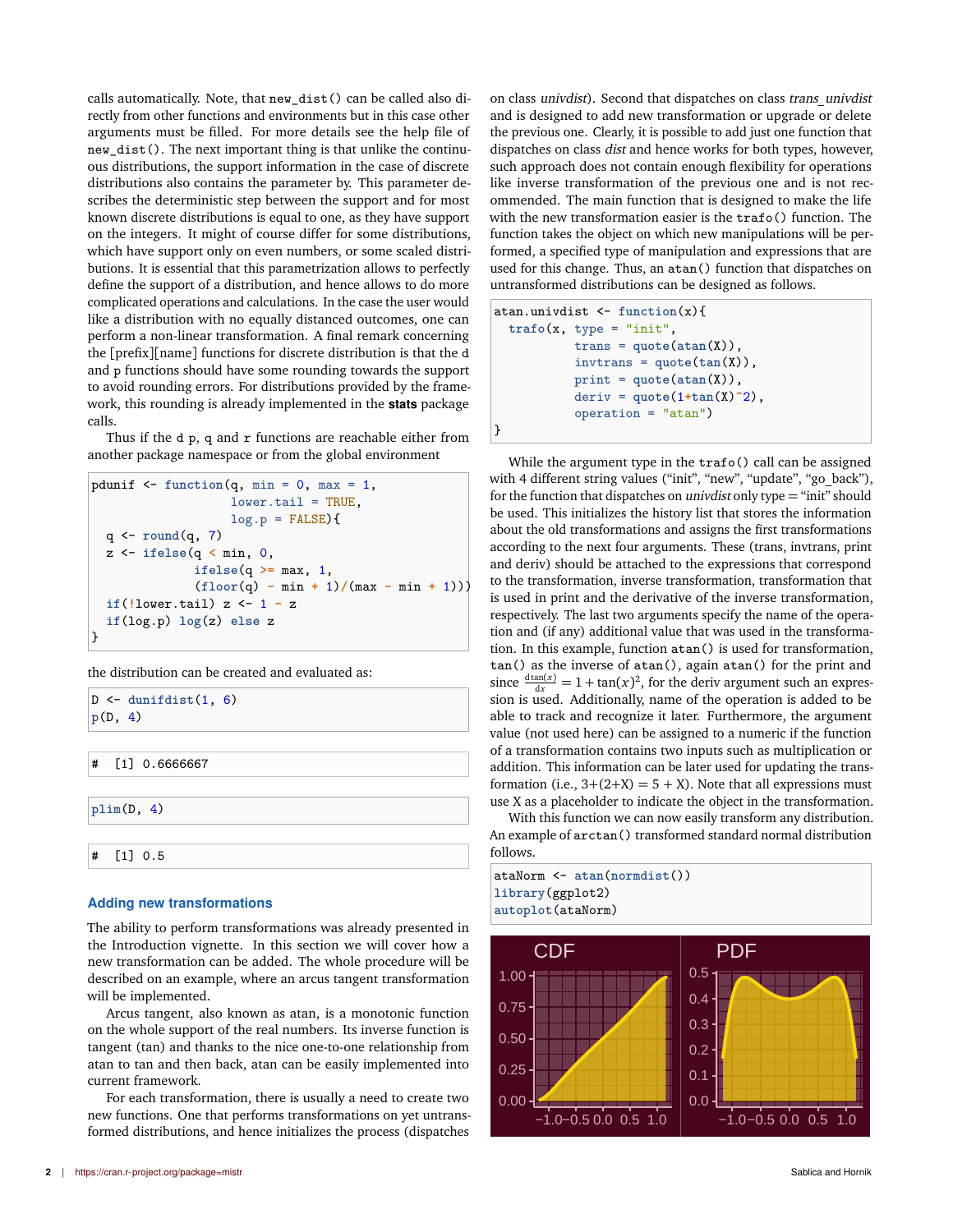calls automatically. Note, that `new_dist()` can be called also directly from other functions and environments but in this case other arguments must be filled. For more details see the help file of `new_dist()`. The next important thing is that unlike the continuous distributions, the support information in the case of discrete distributions also contains the parameter by. This parameter describes the deterministic step between the support and for most known discrete distributions is equal to one, as they have support on the integers. It might of course differ for some distributions, which have support only on even numbers, or some scaled distributions. It is essential that this parametrization allows to perfectly define the support of a distribution, and hence allows to do more complicated operations and calculations. In the case the user would like a distribution with no equally distanced outcomes, one can perform a non-linear transformation. A final remark concerning the [prefix][name] functions for discrete distribution is that the d and p functions should have some rounding towards the support to avoid rounding errors. For distributions provided by the framework, this rounding is already implemented in the **stats** package calls.

Thus if the d p, q and r functions are reachable either from another package namespace or from the global environment

```
pdunif <- function(q, min = 0, max = 1,
                   lower.tail = TRUE,
                   log.p = FALSE){
  q <- round(q, 7)
  z <- ifelse(q < min, 0,
              ifelse(q >= max, 1,
              (floor(q) - min + 1)/(max - min + 1)))
  if(!lower.tail) z <- 1 - z
  if(log.p) log(z) else z
}
```

the distribution can be created and evaluated as:

```
D <- dunifdist(1, 6)
p(D, 4)
```

```
#  [1] 0.6666667
```

```
plim(D, 4)
```

```
#  [1] 0.5
```

## Adding new transformations

The ability to perform transformations was already presented in the Introduction vignette. In this section we will cover how a new transformation can be added. The whole procedure will be described on an example, where an arcus tangent transformation will be implemented.

Arcus tangent, also known as atan, is a monotonic function on the whole support of the real numbers. Its inverse function is tangent (tan) and thanks to the nice one-to-one relationship from atan to tan and then back, atan can be easily implemented into current framework.

For each transformation, there is usually a need to create two new functions. One that performs transformations on yet untransformed distributions, and hence initializes the process (dispatches on class *univdist*). Second that dispatches on class *trans_univdist* and is designed to add new transformation or upgrade or delete the previous one. Clearly, it is possible to add just one function that dispatches on class *dist* and hence works for both types, however, such approach does not contain enough flexibility for operations like inverse transformation of the previous one and is not recommended. The main function that is designed to make the life with the new transformation easier is the `trafo()` function. The function takes the object on which new manipulations will be performed, a specified type of manipulation and expressions that are used for this change. Thus, an `atan()` function that dispatches on untransformed distributions can be designed as follows.

```
atan.univdist <- function(x){
  trafo(x, type = "init",
           trans = quote(atan(X)),
           invtrans = quote(tan(X)),
           print = quote(atan(X)),
           deriv = quote(1+tan(X)^2),
           operation = "atan")
}
```

While the argument type in the `trafo()` call can be assigned with 4 different string values (“init”, “new”, “update”, “go_back”), for the function that dispatches on *univdist* only type = “init” should be used. This initializes the history list that stores the information about the old transformations and assigns the first transformations according to the next four arguments. These (trans, invtrans, print and deriv) should be attached to the expressions that correspond to the transformation, inverse transformation, transformation that is used in print and the derivative of the inverse transformation, respectively. The last two arguments specify the name of the operation and (if any) additional value that was used in the transformation. In this example, function `atan()` is used for transformation, `tan()` as the inverse of `atan()`, again `atan()` for the print and since $\frac{\mathrm{d}\tan(x)}{\mathrm{d}x} = 1 + \tan(x)^2$, for the deriv argument such an expression is used. Additionally, name of the operation is added to be able to track and recognize it later. Furthermore, the argument value (not used here) can be assigned to a numeric if the function of a transformation contains two inputs such as multiplication or addition. This information can be later used for updating the transformation (i.e., $3+(2+\mathrm{X}) = 5 + \mathrm{X}$). Note that all expressions must use X as a placeholder to indicate the object in the transformation.

With this function we can now easily transform any distribution. An example of `arctan()` transformed standard normal distribution follows.

```
ataNorm <- atan(normdist())
library(ggplot2)
autoplot(ataNorm)
```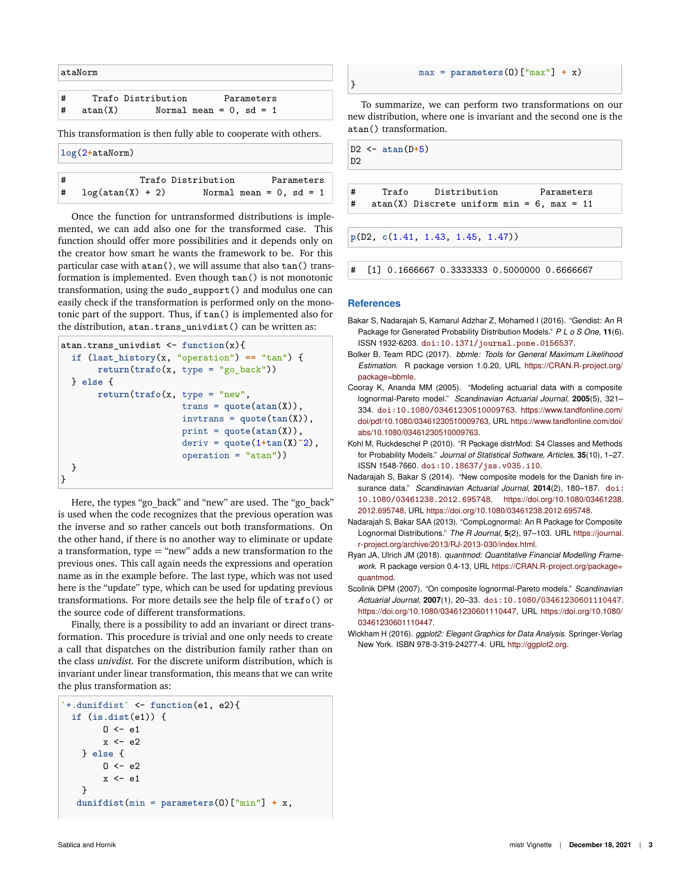```
ataNorm
```

```
#     Trafo Distribution       Parameters
#   atan(X)       Normal mean = 0, sd = 1
```

This transformation is then fully able to cooperate with others.

```
log(2+ataNorm)
```

```
#              Trafo Distribution       Parameters
#   log(atan(X) + 2)       Normal mean = 0, sd = 1
```

Once the function for untransformed distributions is implemented, we can add also one for the transformed case. This function should offer more possibilities and it depends only on the creator how smart he wants the framework to be. For this particular case with `atan()`, we will assume that also `tan()` transformation is implemented. Even though `tan()` is not monotonic transformation, using the `sudo_support()` and modulus one can easily check if the transformation is performed only on the monotonic part of the support. Thus, if `tan()` is implemented also for the distribution, `atan.trans_univdist()` can be written as:

```
atan.trans_univdist <- function(x){
  if (last_history(x, "operation") == "tan") {
      return(trafo(x, type = "go_back"))
  } else {
      return(trafo(x, type = "new",
                      trans = quote(atan(X)),
                      invtrans = quote(tan(X)),
                      print = quote(atan(X)),
                      deriv = quote(1+tan(X)^2),
                      operation = "atan"))
  }
}
```

Here, the types "go_back" and "new" are used. The "go_back" is used when the code recognizes that the previous operation was the inverse and so rather cancels out both transformations. On the other hand, if there is no another way to eliminate or update a transformation, type = "new" adds a new transformation to the previous ones. This call again needs the expressions and operation name as in the example before. The last type, which was not used here is the "update" type, which can be used for updating previous transformations. For more details see the help file of `trafo()` or the source code of different transformations.

Finally, there is a possibility to add an invariant or direct transformation. This procedure is trivial and one only needs to create a call that dispatches on the distribution family rather than on the class *univdist*. For the discrete uniform distribution, which is invariant under linear transformation, this means that we can write the plus transformation as:

```
`+.dunifdist` <- function(e1, e2){
  if (is.dist(e1)) {
        O <- e1
        x <- e2
    } else {
        O <- e2
        x <- e1
    }
   dunifdist(min = parameters(O)["min"] + x,
             max = parameters(O)["max"] + x)
}
```

To summarize, we can perform two transformations on our new distribution, where one is invariant and the second one is the `atan()` transformation.

```
D2 <- atan(D+5)
D2
```

```
#     Trafo     Distribution         Parameters
#   atan(X) Discrete uniform min = 6, max = 11
```

```
p(D2, c(1.41, 1.43, 1.45, 1.47))
```

```
#   [1] 0.1666667 0.3333333 0.5000000 0.6666667
```

## References

Bakar S, Nadarajah S, Kamarul Adzhar Z, Mohamed I (2016). "Gendist: An R Package for Generated Probability Distribution Models." *P L o S One*, **11**(6). ISSN 1932-6203. doi:10.1371/journal.pone.0156537.

Bolker B, Team RDC (2017). *bbmle: Tools for General Maximum Likelihood Estimation*. R package version 1.0.20, URL https://CRAN.R-project.org/package=bbmle.

Cooray K, Ananda MM (2005). "Modeling actuarial data with a composite lognormal-Pareto model." *Scandinavian Actuarial Journal*, **2005**(5), 321–334. doi:10.1080/03461230510009763. https://www.tandfonline.com/doi/pdf/10.1080/03461230510009763, URL https://www.tandfonline.com/doi/abs/10.1080/03461230510009763.

Kohl M, Ruckdeschel P (2010). "R Package distrMod: S4 Classes and Methods for Probability Models." *Journal of Statistical Software, Articles*, **35**(10), 1–27. ISSN 1548-7660. doi:10.18637/jss.v035.i10.

Nadarajah S, Bakar S (2014). "New composite models for the Danish fire insurance data." *Scandinavian Actuarial Journal*, **2014**(2), 180–187. doi:10.1080/03461238.2012.695748. https://doi.org/10.1080/03461238.2012.695748, URL https://doi.org/10.1080/03461238.2012.695748.

Nadarajah S, Bakar SAA (2013). "CompLognormal: An R Package for Composite Lognormal Distributions." *The R Journal*, **5**(2), 97–103. URL https://journal.r-project.org/archive/2013/RJ-2013-030/index.html.

Ryan JA, Ulrich JM (2018). *quantmod: Quantitative Financial Modelling Framework*. R package version 0.4-13, URL https://CRAN.R-project.org/package=quantmod.

Scollnik DPM (2007). "On composite lognormal-Pareto models." *Scandinavian Actuarial Journal*, **2007**(1), 20–33. doi:10.1080/03461230601110447. https://doi.org/10.1080/03461230601110447, URL https://doi.org/10.1080/03461230601110447.

Wickham H (2016). *ggplot2: Elegant Graphics for Data Analysis*. Springer-Verlag New York. ISBN 978-3-319-24277-4. URL http://ggplot2.org.